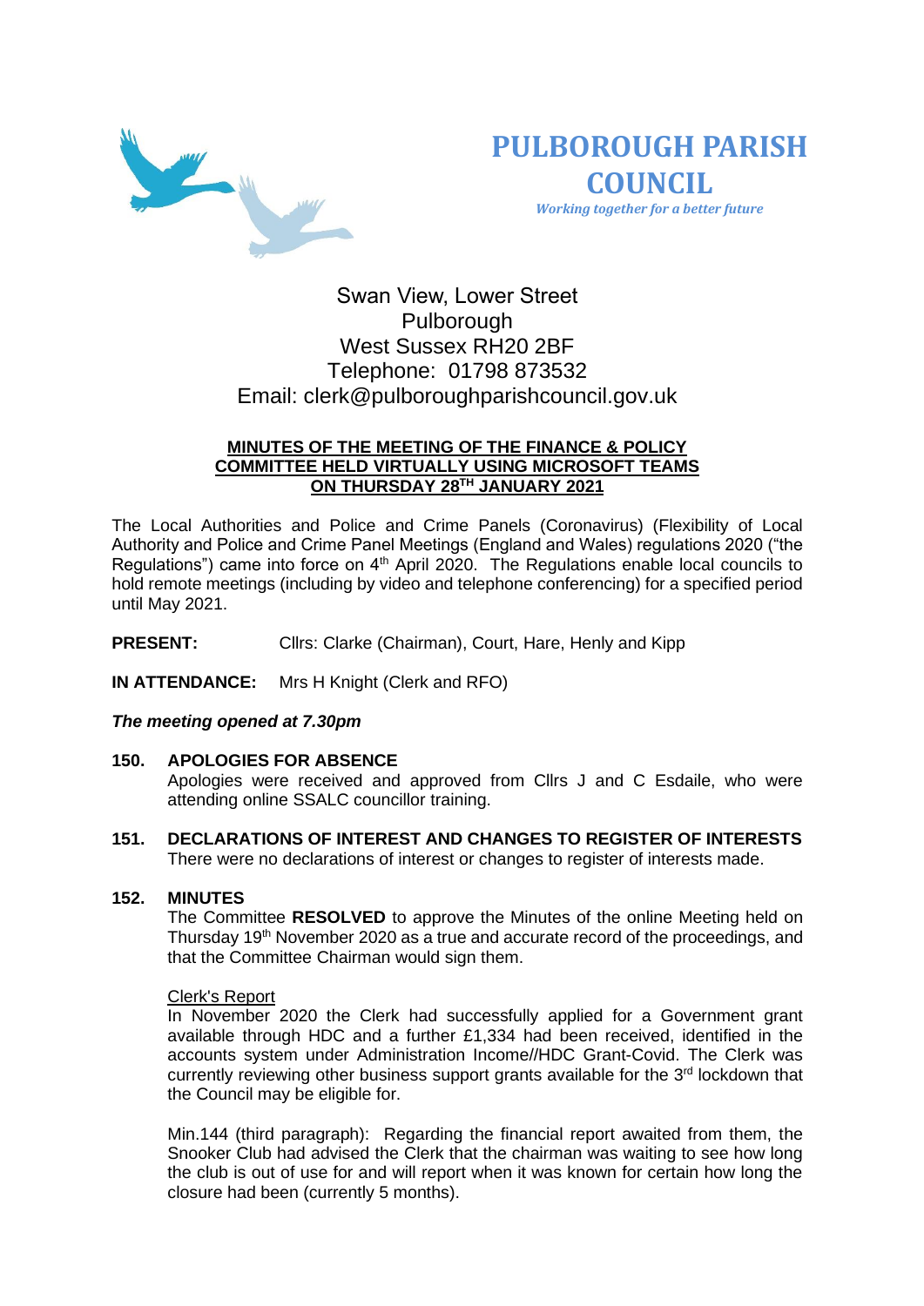# PULBOROUGH PARISH COUNCIL

*Working together for a better future*

Swan View, Lower Street
Pulborough
West Sussex RH20 2BF
Telephone: 01798 873532
Email: clerk@pulboroughparishcouncil.gov.uk

**MINUTES OF THE MEETING OF THE FINANCE & POLICY COMMITTEE HELD VIRTUALLY USING MICROSOFT TEAMS ON THURSDAY 28TH JANUARY 2021**

The Local Authorities and Police and Crime Panels (Coronavirus) (Flexibility of Local Authority and Police and Crime Panel Meetings (England and Wales) regulations 2020 ("the Regulations") came into force on 4th April 2020. The Regulations enable local councils to hold remote meetings (including by video and telephone conferencing) for a specified period until May 2021.

**PRESENT:** Cllrs: Clarke (Chairman), Court, Hare, Henly and Kipp

**IN ATTENDANCE:** Mrs H Knight (Clerk and RFO)

***The meeting opened at 7.30pm***

**150. APOLOGIES FOR ABSENCE**

Apologies were received and approved from Cllrs J and C Esdaile, who were attending online SSALC councillor training.

**151. DECLARATIONS OF INTEREST AND CHANGES TO REGISTER OF INTERESTS**

There were no declarations of interest or changes to register of interests made.

**152. MINUTES**

The Committee **RESOLVED** to approve the Minutes of the online Meeting held on Thursday 19th November 2020 as a true and accurate record of the proceedings, and that the Committee Chairman would sign them.

Clerk's Report

In November 2020 the Clerk had successfully applied for a Government grant available through HDC and a further £1,334 had been received, identified in the accounts system under Administration Income//HDC Grant-Covid. The Clerk was currently reviewing other business support grants available for the 3rd lockdown that the Council may be eligible for.

Min.144 (third paragraph): Regarding the financial report awaited from them, the Snooker Club had advised the Clerk that the chairman was waiting to see how long the club is out of use for and will report when it was known for certain how long the closure had been (currently 5 months).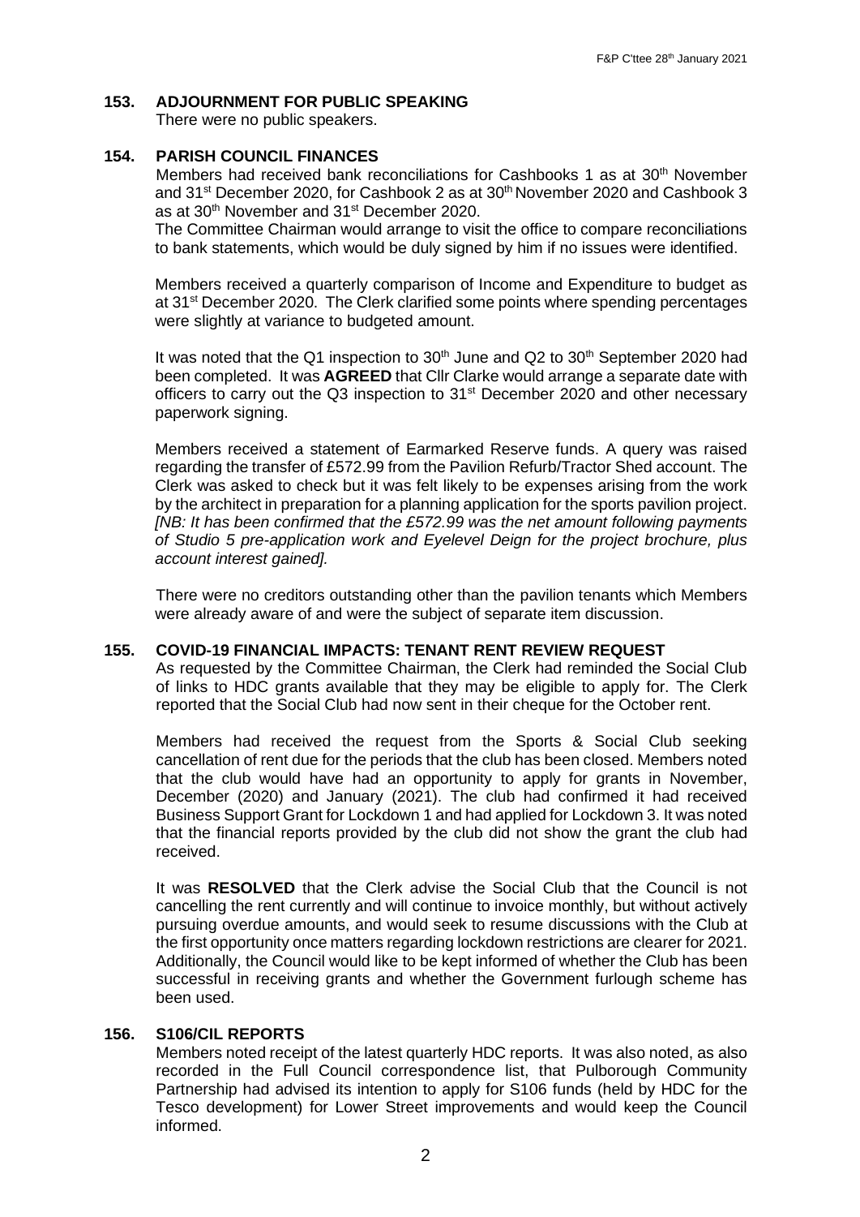## 153. ADJOURNMENT FOR PUBLIC SPEAKING

There were no public speakers.

## 154. PARISH COUNCIL FINANCES

Members had received bank reconciliations for Cashbooks 1 as at 30th November and 31st December 2020, for Cashbook 2 as at 30th November 2020 and Cashbook 3 as at 30th November and 31st December 2020.

The Committee Chairman would arrange to visit the office to compare reconciliations to bank statements, which would be duly signed by him if no issues were identified.

Members received a quarterly comparison of Income and Expenditure to budget as at 31st December 2020. The Clerk clarified some points where spending percentages were slightly at variance to budgeted amount.

It was noted that the Q1 inspection to 30th June and Q2 to 30th September 2020 had been completed. It was **AGREED** that Cllr Clarke would arrange a separate date with officers to carry out the Q3 inspection to 31st December 2020 and other necessary paperwork signing.

Members received a statement of Earmarked Reserve funds. A query was raised regarding the transfer of £572.99 from the Pavilion Refurb/Tractor Shed account. The Clerk was asked to check but it was felt likely to be expenses arising from the work by the architect in preparation for a planning application for the sports pavilion project. *[NB: It has been confirmed that the £572.99 was the net amount following payments of Studio 5 pre-application work and Eyelevel Deign for the project brochure, plus account interest gained].*

There were no creditors outstanding other than the pavilion tenants which Members were already aware of and were the subject of separate item discussion.

## 155. COVID-19 FINANCIAL IMPACTS: TENANT RENT REVIEW REQUEST

As requested by the Committee Chairman, the Clerk had reminded the Social Club of links to HDC grants available that they may be eligible to apply for. The Clerk reported that the Social Club had now sent in their cheque for the October rent.

Members had received the request from the Sports & Social Club seeking cancellation of rent due for the periods that the club has been closed. Members noted that the club would have had an opportunity to apply for grants in November, December (2020) and January (2021). The club had confirmed it had received Business Support Grant for Lockdown 1 and had applied for Lockdown 3. It was noted that the financial reports provided by the club did not show the grant the club had received.

It was **RESOLVED** that the Clerk advise the Social Club that the Council is not cancelling the rent currently and will continue to invoice monthly, but without actively pursuing overdue amounts, and would seek to resume discussions with the Club at the first opportunity once matters regarding lockdown restrictions are clearer for 2021. Additionally, the Council would like to be kept informed of whether the Club has been successful in receiving grants and whether the Government furlough scheme has been used.

## 156. S106/CIL REPORTS

Members noted receipt of the latest quarterly HDC reports. It was also noted, as also recorded in the Full Council correspondence list, that Pulborough Community Partnership had advised its intention to apply for S106 funds (held by HDC for the Tesco development) for Lower Street improvements and would keep the Council informed.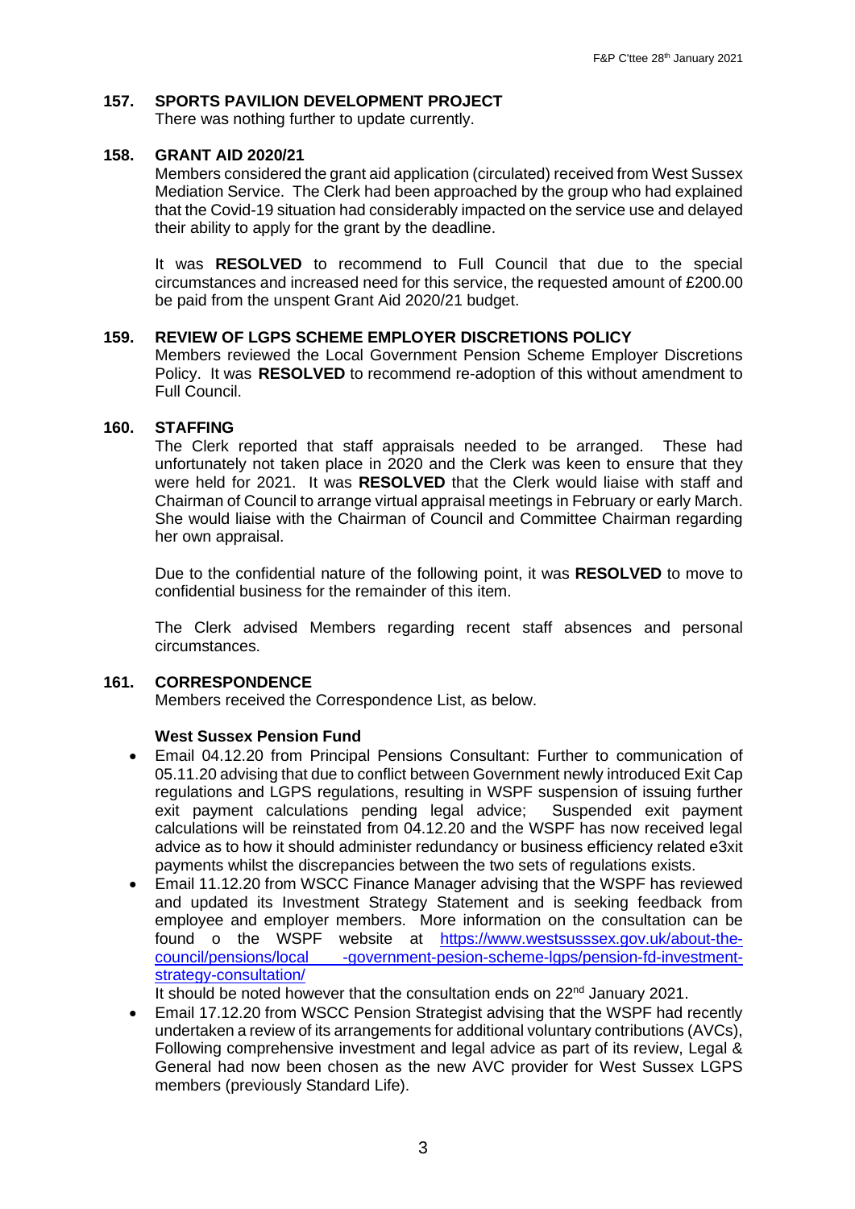## 157. SPORTS PAVILION DEVELOPMENT PROJECT

There was nothing further to update currently.

## 158. GRANT AID 2020/21

Members considered the grant aid application (circulated) received from West Sussex Mediation Service. The Clerk had been approached by the group who had explained that the Covid-19 situation had considerably impacted on the service use and delayed their ability to apply for the grant by the deadline.

It was **RESOLVED** to recommend to Full Council that due to the special circumstances and increased need for this service, the requested amount of £200.00 be paid from the unspent Grant Aid 2020/21 budget.

## 159. REVIEW OF LGPS SCHEME EMPLOYER DISCRETIONS POLICY

Members reviewed the Local Government Pension Scheme Employer Discretions Policy. It was **RESOLVED** to recommend re-adoption of this without amendment to Full Council.

## 160. STAFFING

The Clerk reported that staff appraisals needed to be arranged. These had unfortunately not taken place in 2020 and the Clerk was keen to ensure that they were held for 2021. It was **RESOLVED** that the Clerk would liaise with staff and Chairman of Council to arrange virtual appraisal meetings in February or early March. She would liaise with the Chairman of Council and Committee Chairman regarding her own appraisal.

Due to the confidential nature of the following point, it was **RESOLVED** to move to confidential business for the remainder of this item.

The Clerk advised Members regarding recent staff absences and personal circumstances.

## 161. CORRESPONDENCE

Members received the Correspondence List, as below.

**West Sussex Pension Fund**

- Email 04.12.20 from Principal Pensions Consultant: Further to communication of 05.11.20 advising that due to conflict between Government newly introduced Exit Cap regulations and LGPS regulations, resulting in WSPF suspension of issuing further exit payment calculations pending legal advice; Suspended exit payment calculations will be reinstated from 04.12.20 and the WSPF has now received legal advice as to how it should administer redundancy or business efficiency related e3xit payments whilst the discrepancies between the two sets of regulations exists.
- Email 11.12.20 from WSCC Finance Manager advising that the WSPF has reviewed and updated its Investment Strategy Statement and is seeking feedback from employee and employer members. More information on the consultation can be found o the WSPF website at [https://www.westsusssex.gov.uk/about-the-council/pensions/local -government-pesion-scheme-lgps/pension-fd-investment-strategy-consultation/](https://www.westsusssex.gov.uk/about-the-council/pensions/local-government-pesion-scheme-lgps/pension-fd-investment-strategy-consultation/)

  It should be noted however that the consultation ends on 22nd January 2021.
- Email 17.12.20 from WSCC Pension Strategist advising that the WSPF had recently undertaken a review of its arrangements for additional voluntary contributions (AVCs), Following comprehensive investment and legal advice as part of its review, Legal & General had now been chosen as the new AVC provider for West Sussex LGPS members (previously Standard Life).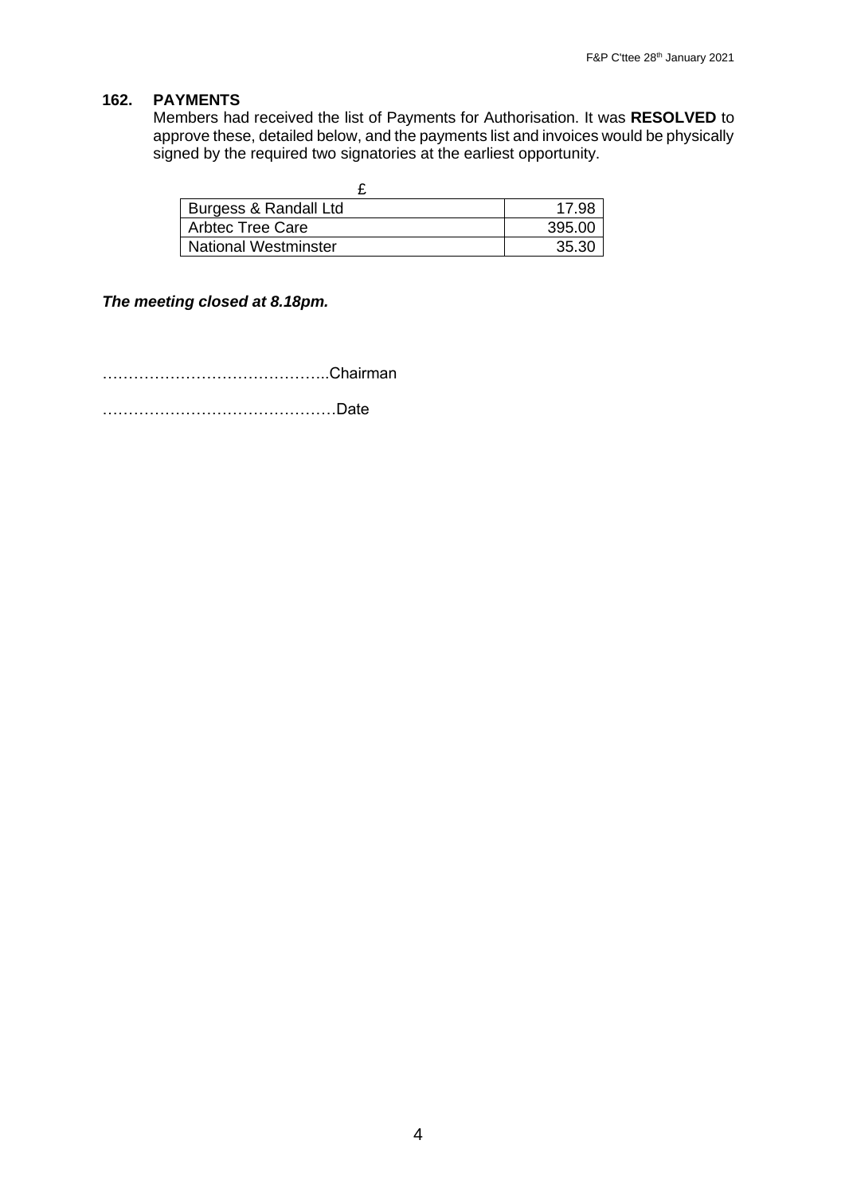## 162. PAYMENTS

Members had received the list of Payments for Authorisation. It was **RESOLVED** to approve these, detailed below, and the payments list and invoices would be physically signed by the required two signatories at the earliest opportunity.

| | £ |
|---|---|
| Burgess & Randall Ltd | 17.98 |
| Arbtec Tree Care | 395.00 |
| National Westminster | 35.30 |

***The meeting closed at 8.18pm.***

……………………………………..Chairman

………………………………………Date